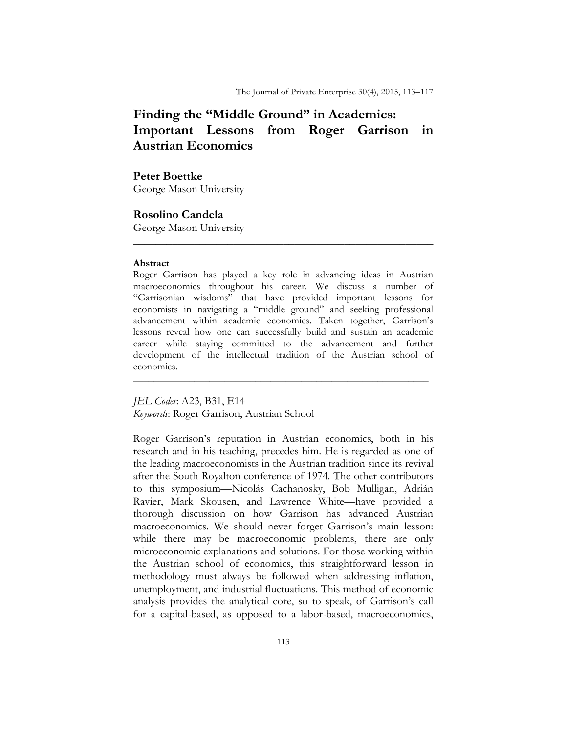# Finding the "Middle Ground" in Academics: Important Lessons from Roger Garrison in Austrian Economics

**Peter Boettke**
George Mason University

**Rosolino Candela**
George Mason University

---

**Abstract**

Roger Garrison has played a key role in advancing ideas in Austrian macroeconomics throughout his career. We discuss a number of "Garrisonian wisdoms" that have provided important lessons for economists in navigating a "middle ground" and seeking professional advancement within academic economics. Taken together, Garrison's lessons reveal how one can successfully build and sustain an academic career while staying committed to the advancement and further development of the intellectual tradition of the Austrian school of economics.

---

*JEL Codes*: A23, B31, E14
*Keywords*: Roger Garrison, Austrian School

Roger Garrison's reputation in Austrian economics, both in his research and in his teaching, precedes him. He is regarded as one of the leading macroeconomists in the Austrian tradition since its revival after the South Royalton conference of 1974. The other contributors to this symposium—Nicolás Cachanosky, Bob Mulligan, Adrián Ravier, Mark Skousen, and Lawrence White—have provided a thorough discussion on how Garrison has advanced Austrian macroeconomics. We should never forget Garrison's main lesson: while there may be macroeconomic problems, there are only microeconomic explanations and solutions. For those working within the Austrian school of economics, this straightforward lesson in methodology must always be followed when addressing inflation, unemployment, and industrial fluctuations. This method of economic analysis provides the analytical core, so to speak, of Garrison's call for a capital-based, as opposed to a labor-based, macroeconomics,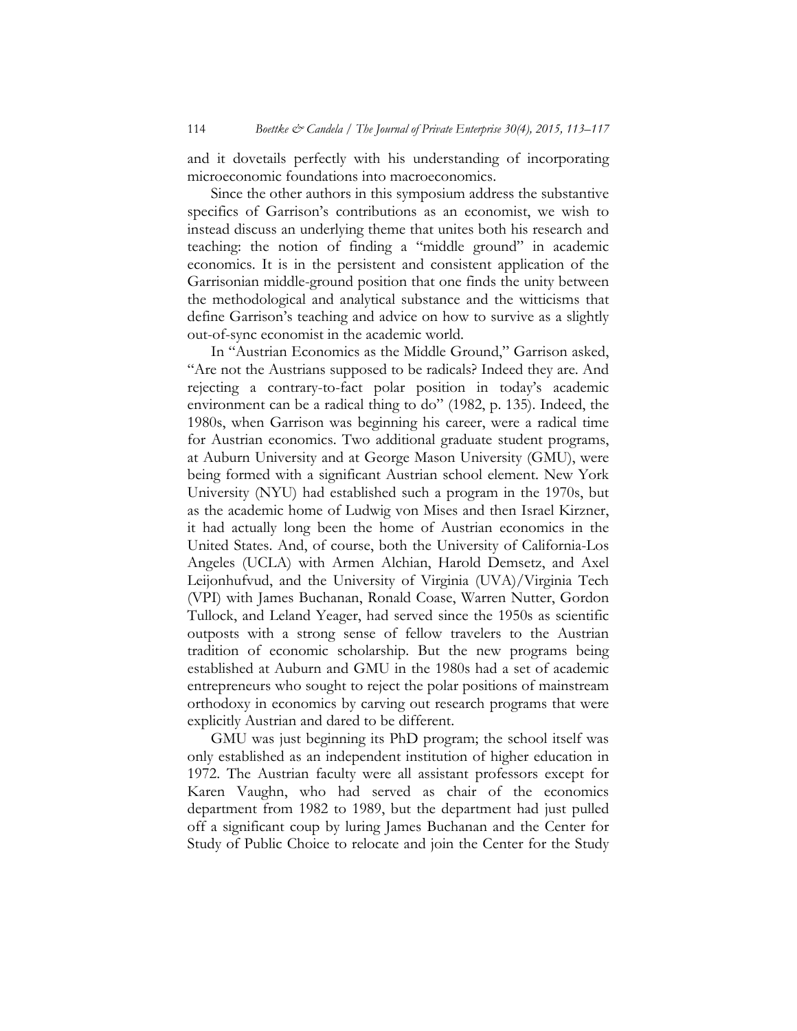and it dovetails perfectly with his understanding of incorporating microeconomic foundations into macroeconomics.

Since the other authors in this symposium address the substantive specifics of Garrison's contributions as an economist, we wish to instead discuss an underlying theme that unites both his research and teaching: the notion of finding a "middle ground" in academic economics. It is in the persistent and consistent application of the Garrisonian middle-ground position that one finds the unity between the methodological and analytical substance and the witticisms that define Garrison's teaching and advice on how to survive as a slightly out-of-sync economist in the academic world.

In "Austrian Economics as the Middle Ground," Garrison asked, "Are not the Austrians supposed to be radicals? Indeed they are. And rejecting a contrary-to-fact polar position in today's academic environment can be a radical thing to do" (1982, p. 135). Indeed, the 1980s, when Garrison was beginning his career, were a radical time for Austrian economics. Two additional graduate student programs, at Auburn University and at George Mason University (GMU), were being formed with a significant Austrian school element. New York University (NYU) had established such a program in the 1970s, but as the academic home of Ludwig von Mises and then Israel Kirzner, it had actually long been the home of Austrian economics in the United States. And, of course, both the University of California-Los Angeles (UCLA) with Armen Alchian, Harold Demsetz, and Axel Leijonhufvud, and the University of Virginia (UVA)/Virginia Tech (VPI) with James Buchanan, Ronald Coase, Warren Nutter, Gordon Tullock, and Leland Yeager, had served since the 1950s as scientific outposts with a strong sense of fellow travelers to the Austrian tradition of economic scholarship. But the new programs being established at Auburn and GMU in the 1980s had a set of academic entrepreneurs who sought to reject the polar positions of mainstream orthodoxy in economics by carving out research programs that were explicitly Austrian and dared to be different.

GMU was just beginning its PhD program; the school itself was only established as an independent institution of higher education in 1972. The Austrian faculty were all assistant professors except for Karen Vaughn, who had served as chair of the economics department from 1982 to 1989, but the department had just pulled off a significant coup by luring James Buchanan and the Center for Study of Public Choice to relocate and join the Center for the Study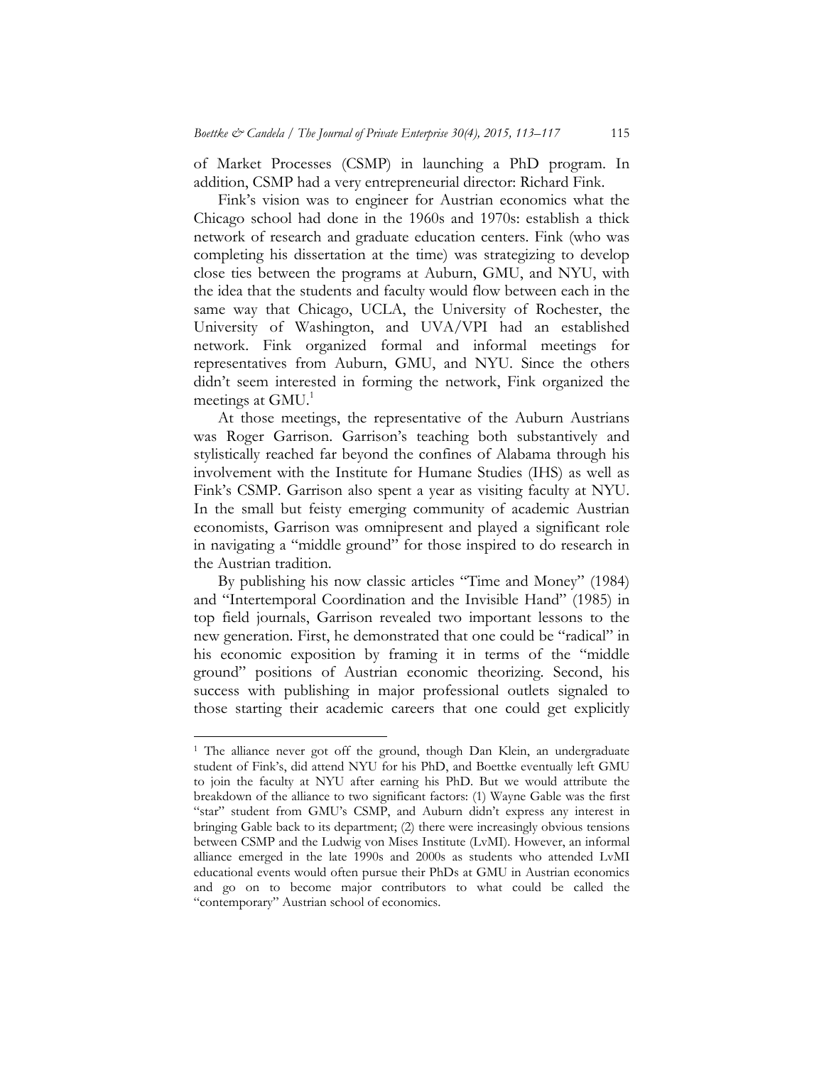of Market Processes (CSMP) in launching a PhD program. In addition, CSMP had a very entrepreneurial director: Richard Fink.

Fink's vision was to engineer for Austrian economics what the Chicago school had done in the 1960s and 1970s: establish a thick network of research and graduate education centers. Fink (who was completing his dissertation at the time) was strategizing to develop close ties between the programs at Auburn, GMU, and NYU, with the idea that the students and faculty would flow between each in the same way that Chicago, UCLA, the University of Rochester, the University of Washington, and UVA/VPI had an established network. Fink organized formal and informal meetings for representatives from Auburn, GMU, and NYU. Since the others didn't seem interested in forming the network, Fink organized the meetings at GMU.[1]

At those meetings, the representative of the Auburn Austrians was Roger Garrison. Garrison's teaching both substantively and stylistically reached far beyond the confines of Alabama through his involvement with the Institute for Humane Studies (IHS) as well as Fink's CSMP. Garrison also spent a year as visiting faculty at NYU. In the small but feisty emerging community of academic Austrian economists, Garrison was omnipresent and played a significant role in navigating a "middle ground" for those inspired to do research in the Austrian tradition.

By publishing his now classic articles "Time and Money" (1984) and "Intertemporal Coordination and the Invisible Hand" (1985) in top field journals, Garrison revealed two important lessons to the new generation. First, he demonstrated that one could be "radical" in his economic exposition by framing it in terms of the "middle ground" positions of Austrian economic theorizing. Second, his success with publishing in major professional outlets signaled to those starting their academic careers that one could get explicitly

---

[1] The alliance never got off the ground, though Dan Klein, an undergraduate student of Fink's, did attend NYU for his PhD, and Boettke eventually left GMU to join the faculty at NYU after earning his PhD. But we would attribute the breakdown of the alliance to two significant factors: (1) Wayne Gable was the first "star" student from GMU's CSMP, and Auburn didn't express any interest in bringing Gable back to its department; (2) there were increasingly obvious tensions between CSMP and the Ludwig von Mises Institute (LvMI). However, an informal alliance emerged in the late 1990s and 2000s as students who attended LvMI educational events would often pursue their PhDs at GMU in Austrian economics and go on to become major contributors to what could be called the "contemporary" Austrian school of economics.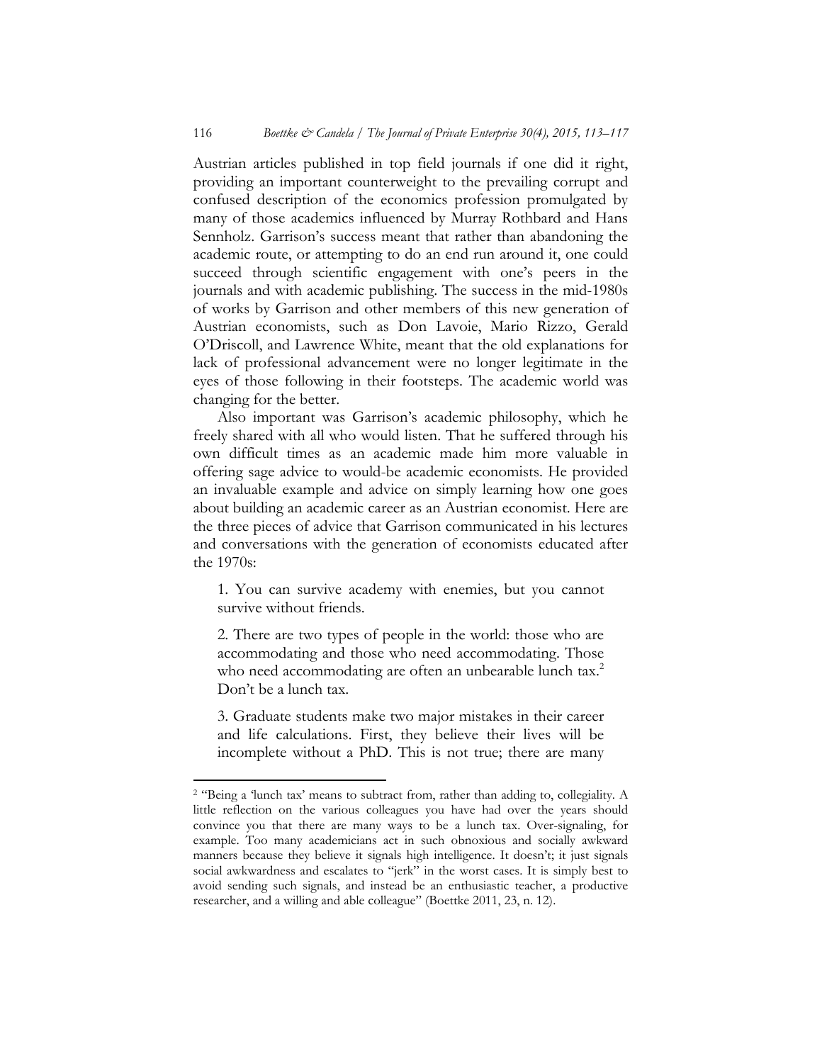Austrian articles published in top field journals if one did it right, providing an important counterweight to the prevailing corrupt and confused description of the economics profession promulgated by many of those academics influenced by Murray Rothbard and Hans Sennholz. Garrison's success meant that rather than abandoning the academic route, or attempting to do an end run around it, one could succeed through scientific engagement with one's peers in the journals and with academic publishing. The success in the mid-1980s of works by Garrison and other members of this new generation of Austrian economists, such as Don Lavoie, Mario Rizzo, Gerald O'Driscoll, and Lawrence White, meant that the old explanations for lack of professional advancement were no longer legitimate in the eyes of those following in their footsteps. The academic world was changing for the better.

Also important was Garrison's academic philosophy, which he freely shared with all who would listen. That he suffered through his own difficult times as an academic made him more valuable in offering sage advice to would-be academic economists. He provided an invaluable example and advice on simply learning how one goes about building an academic career as an Austrian economist. Here are the three pieces of advice that Garrison communicated in his lectures and conversations with the generation of economists educated after the 1970s:

> 1. You can survive academy with enemies, but you cannot survive without friends.
>
> 2. There are two types of people in the world: those who are accommodating and those who need accommodating. Those who need accommodating are often an unbearable lunch tax.[2] Don't be a lunch tax.
>
> 3. Graduate students make two major mistakes in their career and life calculations. First, they believe their lives will be incomplete without a PhD. This is not true; there are many

---

[2] "Being a 'lunch tax' means to subtract from, rather than adding to, collegiality. A little reflection on the various colleagues you have had over the years should convince you that there are many ways to be a lunch tax. Over-signaling, for example. Too many academicians act in such obnoxious and socially awkward manners because they believe it signals high intelligence. It doesn't; it just signals social awkwardness and escalates to "jerk" in the worst cases. It is simply best to avoid sending such signals, and instead be an enthusiastic teacher, a productive researcher, and a willing and able colleague" (Boettke 2011, 23, n. 12).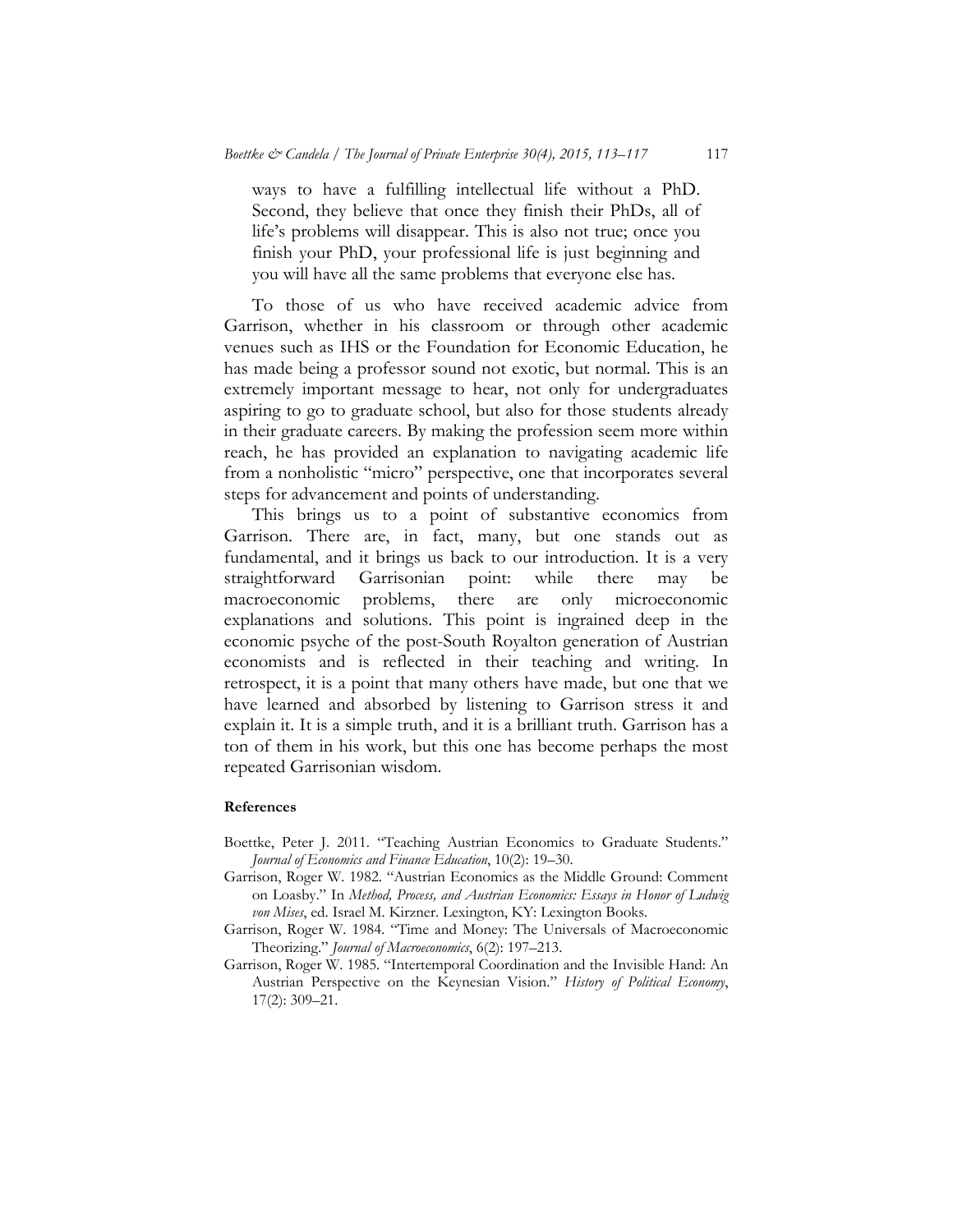ways to have a fulfilling intellectual life without a PhD. Second, they believe that once they finish their PhDs, all of life's problems will disappear. This is also not true; once you finish your PhD, your professional life is just beginning and you will have all the same problems that everyone else has.

To those of us who have received academic advice from Garrison, whether in his classroom or through other academic venues such as IHS or the Foundation for Economic Education, he has made being a professor sound not exotic, but normal. This is an extremely important message to hear, not only for undergraduates aspiring to go to graduate school, but also for those students already in their graduate careers. By making the profession seem more within reach, he has provided an explanation to navigating academic life from a nonholistic "micro" perspective, one that incorporates several steps for advancement and points of understanding.

This brings us to a point of substantive economics from Garrison. There are, in fact, many, but one stands out as fundamental, and it brings us back to our introduction. It is a very straightforward Garrisonian point: while there may be macroeconomic problems, there are only microeconomic explanations and solutions. This point is ingrained deep in the economic psyche of the post-South Royalton generation of Austrian economists and is reflected in their teaching and writing. In retrospect, it is a point that many others have made, but one that we have learned and absorbed by listening to Garrison stress it and explain it. It is a simple truth, and it is a brilliant truth. Garrison has a ton of them in his work, but this one has become perhaps the most repeated Garrisonian wisdom.

**References**

Boettke, Peter J. 2011. "Teaching Austrian Economics to Graduate Students." *Journal of Economics and Finance Education*, 10(2): 19–30.

Garrison, Roger W. 1982. "Austrian Economics as the Middle Ground: Comment on Loasby." In *Method, Process, and Austrian Economics: Essays in Honor of Ludwig von Mises*, ed. Israel M. Kirzner. Lexington, KY: Lexington Books.

Garrison, Roger W. 1984. "Time and Money: The Universals of Macroeconomic Theorizing." *Journal of Macroeconomics*, 6(2): 197–213.

Garrison, Roger W. 1985. "Intertemporal Coordination and the Invisible Hand: An Austrian Perspective on the Keynesian Vision." *History of Political Economy*, 17(2): 309–21.